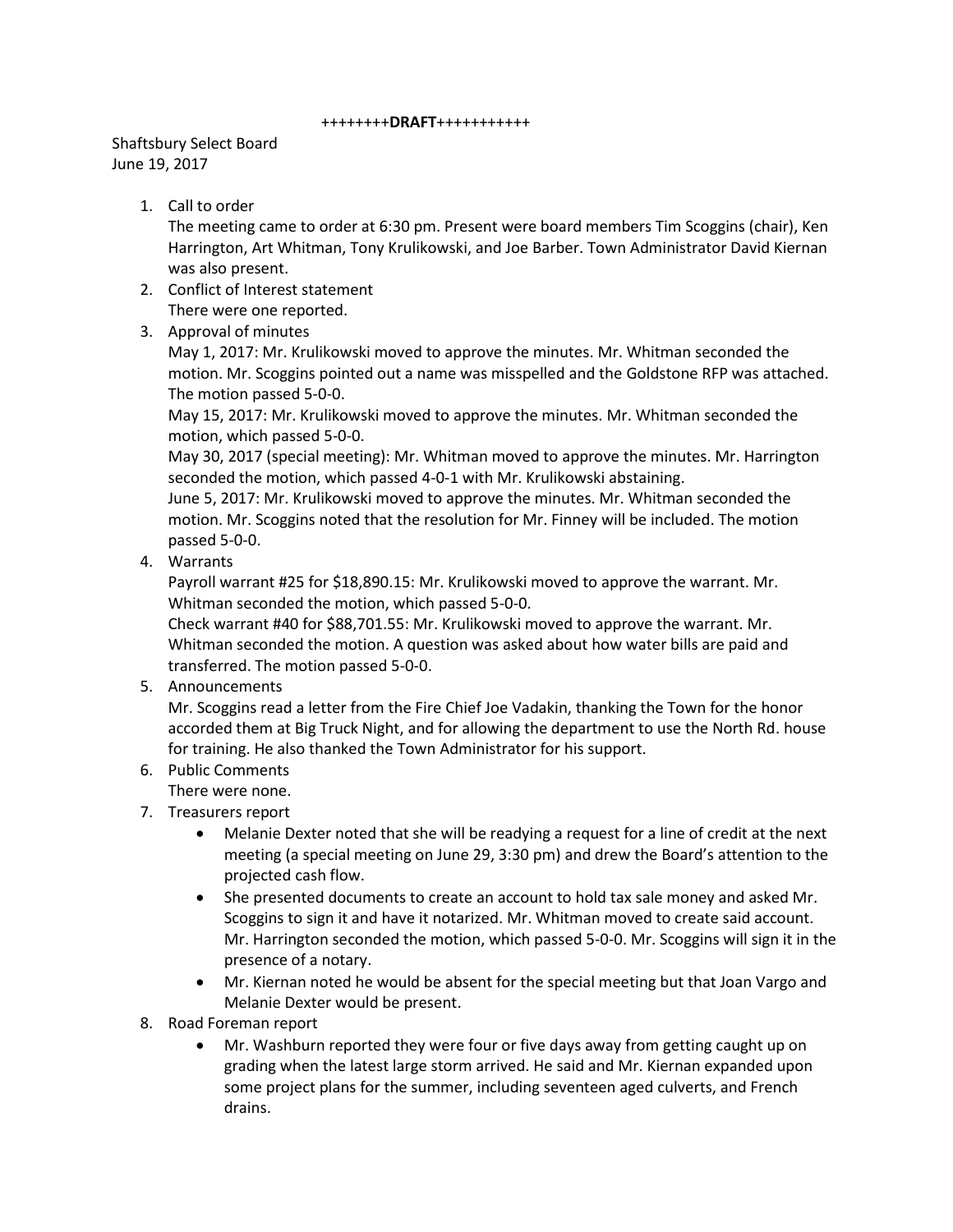++++++++**DRAFT**+++++++++++

Shaftsbury Select Board
June 19, 2017

1. Call to order
   The meeting came to order at 6:30 pm. Present were board members Tim Scoggins (chair), Ken Harrington, Art Whitman, Tony Krulikowski, and Joe Barber. Town Administrator David Kiernan was also present.
2. Conflict of Interest statement
   There were one reported.
3. Approval of minutes
   May 1, 2017: Mr. Krulikowski moved to approve the minutes. Mr. Whitman seconded the motion. Mr. Scoggins pointed out a name was misspelled and the Goldstone RFP was attached. The motion passed 5-0-0.
   May 15, 2017: Mr. Krulikowski moved to approve the minutes. Mr. Whitman seconded the motion, which passed 5-0-0.
   May 30, 2017 (special meeting): Mr. Whitman moved to approve the minutes. Mr. Harrington seconded the motion, which passed 4-0-1 with Mr. Krulikowski abstaining.
   June 5, 2017: Mr. Krulikowski moved to approve the minutes. Mr. Whitman seconded the motion. Mr. Scoggins noted that the resolution for Mr. Finney will be included. The motion passed 5-0-0.
4. Warrants
   Payroll warrant #25 for $18,890.15: Mr. Krulikowski moved to approve the warrant. Mr. Whitman seconded the motion, which passed 5-0-0.
   Check warrant #40 for $88,701.55: Mr. Krulikowski moved to approve the warrant. Mr. Whitman seconded the motion. A question was asked about how water bills are paid and transferred. The motion passed 5-0-0.
5. Announcements
   Mr. Scoggins read a letter from the Fire Chief Joe Vadakin, thanking the Town for the honor accorded them at Big Truck Night, and for allowing the department to use the North Rd. house for training. He also thanked the Town Administrator for his support.
6. Public Comments
   There were none.
7. Treasurers report
   - Melanie Dexter noted that she will be readying a request for a line of credit at the next meeting (a special meeting on June 29, 3:30 pm) and drew the Board's attention to the projected cash flow.
   - She presented documents to create an account to hold tax sale money and asked Mr. Scoggins to sign it and have it notarized. Mr. Whitman moved to create said account. Mr. Harrington seconded the motion, which passed 5-0-0. Mr. Scoggins will sign it in the presence of a notary.
   - Mr. Kiernan noted he would be absent for the special meeting but that Joan Vargo and Melanie Dexter would be present.
8. Road Foreman report
   - Mr. Washburn reported they were four or five days away from getting caught up on grading when the latest large storm arrived. He said and Mr. Kiernan expanded upon some project plans for the summer, including seventeen aged culverts, and French drains.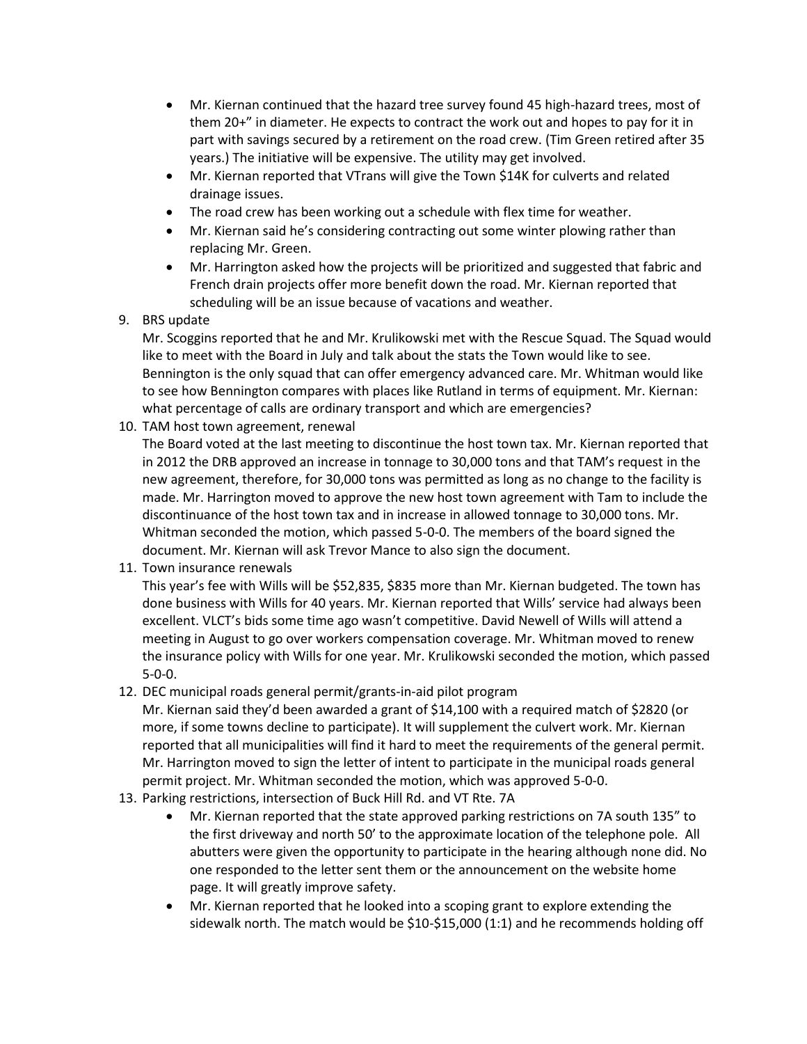- Mr. Kiernan continued that the hazard tree survey found 45 high-hazard trees, most of them 20+" in diameter. He expects to contract the work out and hopes to pay for it in part with savings secured by a retirement on the road crew. (Tim Green retired after 35 years.) The initiative will be expensive. The utility may get involved.
- Mr. Kiernan reported that VTrans will give the Town $14K for culverts and related drainage issues.
- The road crew has been working out a schedule with flex time for weather.
- Mr. Kiernan said he's considering contracting out some winter plowing rather than replacing Mr. Green.
- Mr. Harrington asked how the projects will be prioritized and suggested that fabric and French drain projects offer more benefit down the road. Mr. Kiernan reported that scheduling will be an issue because of vacations and weather.

9. BRS update

   Mr. Scoggins reported that he and Mr. Krulikowski met with the Rescue Squad. The Squad would like to meet with the Board in July and talk about the stats the Town would like to see. Bennington is the only squad that can offer emergency advanced care. Mr. Whitman would like to see how Bennington compares with places like Rutland in terms of equipment. Mr. Kiernan: what percentage of calls are ordinary transport and which are emergencies?

10. TAM host town agreement, renewal

    The Board voted at the last meeting to discontinue the host town tax. Mr. Kiernan reported that in 2012 the DRB approved an increase in tonnage to 30,000 tons and that TAM's request in the new agreement, therefore, for 30,000 tons was permitted as long as no change to the facility is made. Mr. Harrington moved to approve the new host town agreement with Tam to include the discontinuance of the host town tax and in increase in allowed tonnage to 30,000 tons. Mr. Whitman seconded the motion, which passed 5-0-0. The members of the board signed the document. Mr. Kiernan will ask Trevor Mance to also sign the document.

11. Town insurance renewals

    This year's fee with Wills will be $52,835, $835 more than Mr. Kiernan budgeted. The town has done business with Wills for 40 years. Mr. Kiernan reported that Wills' service had always been excellent. VLCT's bids some time ago wasn't competitive. David Newell of Wills will attend a meeting in August to go over workers compensation coverage. Mr. Whitman moved to renew the insurance policy with Wills for one year. Mr. Krulikowski seconded the motion, which passed 5-0-0.

12. DEC municipal roads general permit/grants-in-aid pilot program

    Mr. Kiernan said they'd been awarded a grant of $14,100 with a required match of $2820 (or more, if some towns decline to participate). It will supplement the culvert work. Mr. Kiernan reported that all municipalities will find it hard to meet the requirements of the general permit. Mr. Harrington moved to sign the letter of intent to participate in the municipal roads general permit project. Mr. Whitman seconded the motion, which was approved 5-0-0.

13. Parking restrictions, intersection of Buck Hill Rd. and VT Rte. 7A

    - Mr. Kiernan reported that the state approved parking restrictions on 7A south 135" to the first driveway and north 50' to the approximate location of the telephone pole. All abutters were given the opportunity to participate in the hearing although none did. No one responded to the letter sent them or the announcement on the website home page. It will greatly improve safety.
    - Mr. Kiernan reported that he looked into a scoping grant to explore extending the sidewalk north. The match would be $10-$15,000 (1:1) and he recommends holding off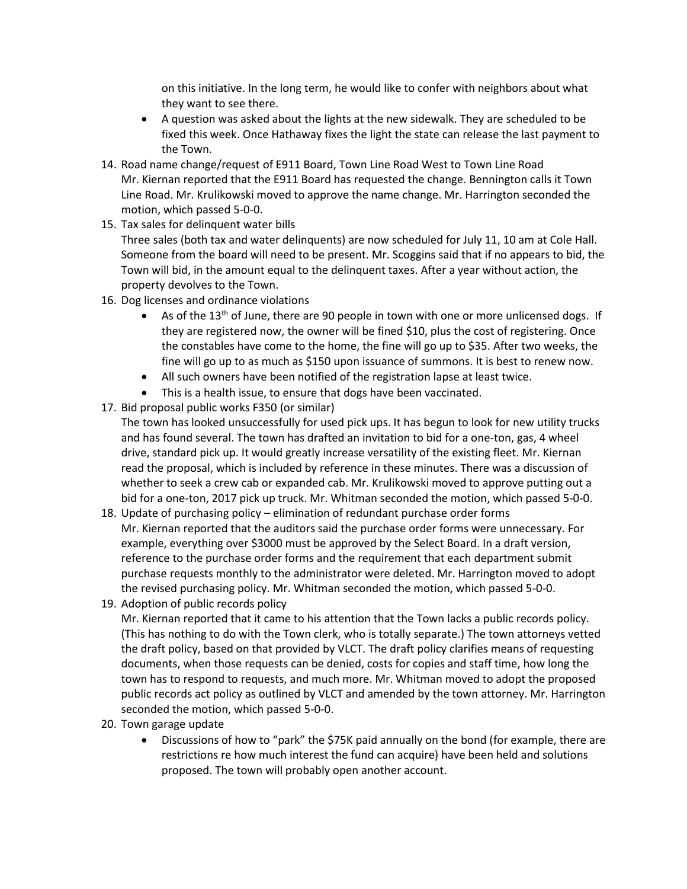on this initiative. In the long term, he would like to confer with neighbors about what they want to see there.

- A question was asked about the lights at the new sidewalk. They are scheduled to be fixed this week. Once Hathaway fixes the light the state can release the last payment to the Town.

14. Road name change/request of E911 Board, Town Line Road West to Town Line Road
    Mr. Kiernan reported that the E911 Board has requested the change. Bennington calls it Town Line Road. Mr. Krulikowski moved to approve the name change. Mr. Harrington seconded the motion, which passed 5-0-0.
15. Tax sales for delinquent water bills
    Three sales (both tax and water delinquents) are now scheduled for July 11, 10 am at Cole Hall. Someone from the board will need to be present. Mr. Scoggins said that if no appears to bid, the Town will bid, in the amount equal to the delinquent taxes. After a year without action, the property devolves to the Town.
16. Dog licenses and ordinance violations
    - As of the 13th of June, there are 90 people in town with one or more unlicensed dogs. If they are registered now, the owner will be fined $10, plus the cost of registering. Once the constables have come to the home, the fine will go up to $35. After two weeks, the fine will go up to as much as $150 upon issuance of summons. It is best to renew now.
    - All such owners have been notified of the registration lapse at least twice.
    - This is a health issue, to ensure that dogs have been vaccinated.
17. Bid proposal public works F350 (or similar)
    The town has looked unsuccessfully for used pick ups. It has begun to look for new utility trucks and has found several. The town has drafted an invitation to bid for a one-ton, gas, 4 wheel drive, standard pick up. It would greatly increase versatility of the existing fleet. Mr. Kiernan read the proposal, which is included by reference in these minutes. There was a discussion of whether to seek a crew cab or expanded cab. Mr. Krulikowski moved to approve putting out a bid for a one-ton, 2017 pick up truck. Mr. Whitman seconded the motion, which passed 5-0-0.
18. Update of purchasing policy – elimination of redundant purchase order forms
    Mr. Kiernan reported that the auditors said the purchase order forms were unnecessary. For example, everything over $3000 must be approved by the Select Board. In a draft version, reference to the purchase order forms and the requirement that each department submit purchase requests monthly to the administrator were deleted. Mr. Harrington moved to adopt the revised purchasing policy. Mr. Whitman seconded the motion, which passed 5-0-0.
19. Adoption of public records policy
    Mr. Kiernan reported that it came to his attention that the Town lacks a public records policy. (This has nothing to do with the Town clerk, who is totally separate.) The town attorneys vetted the draft policy, based on that provided by VLCT. The draft policy clarifies means of requesting documents, when those requests can be denied, costs for copies and staff time, how long the town has to respond to requests, and much more. Mr. Whitman moved to adopt the proposed public records act policy as outlined by VLCT and amended by the town attorney. Mr. Harrington seconded the motion, which passed 5-0-0.
20. Town garage update
    - Discussions of how to "park" the $75K paid annually on the bond (for example, there are restrictions re how much interest the fund can acquire) have been held and solutions proposed. The town will probably open another account.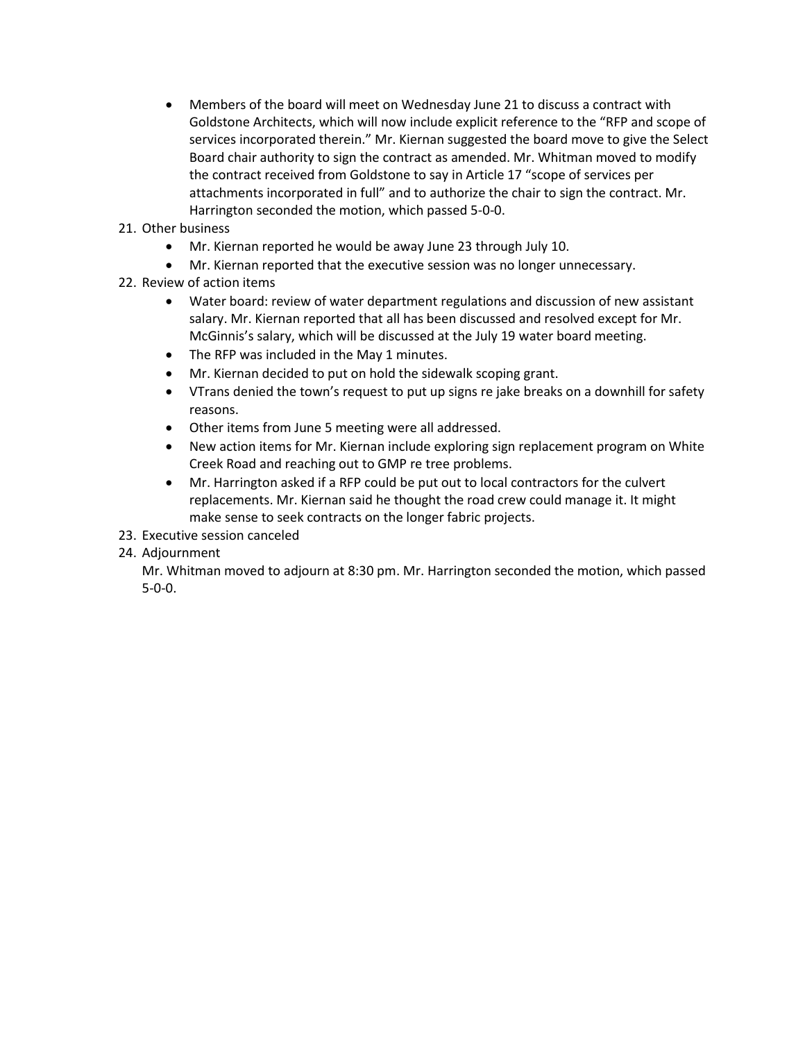- Members of the board will meet on Wednesday June 21 to discuss a contract with Goldstone Architects, which will now include explicit reference to the "RFP and scope of services incorporated therein." Mr. Kiernan suggested the board move to give the Select Board chair authority to sign the contract as amended. Mr. Whitman moved to modify the contract received from Goldstone to say in Article 17 "scope of services per attachments incorporated in full" and to authorize the chair to sign the contract. Mr. Harrington seconded the motion, which passed 5-0-0.

21. Other business
    - Mr. Kiernan reported he would be away June 23 through July 10.
    - Mr. Kiernan reported that the executive session was no longer unnecessary.
22. Review of action items
    - Water board: review of water department regulations and discussion of new assistant salary. Mr. Kiernan reported that all has been discussed and resolved except for Mr. McGinnis's salary, which will be discussed at the July 19 water board meeting.
    - The RFP was included in the May 1 minutes.
    - Mr. Kiernan decided to put on hold the sidewalk scoping grant.
    - VTrans denied the town's request to put up signs re jake breaks on a downhill for safety reasons.
    - Other items from June 5 meeting were all addressed.
    - New action items for Mr. Kiernan include exploring sign replacement program on White Creek Road and reaching out to GMP re tree problems.
    - Mr. Harrington asked if a RFP could be put out to local contractors for the culvert replacements. Mr. Kiernan said he thought the road crew could manage it. It might make sense to seek contracts on the longer fabric projects.
23. Executive session canceled
24. Adjournment

    Mr. Whitman moved to adjourn at 8:30 pm. Mr. Harrington seconded the motion, which passed 5-0-0.